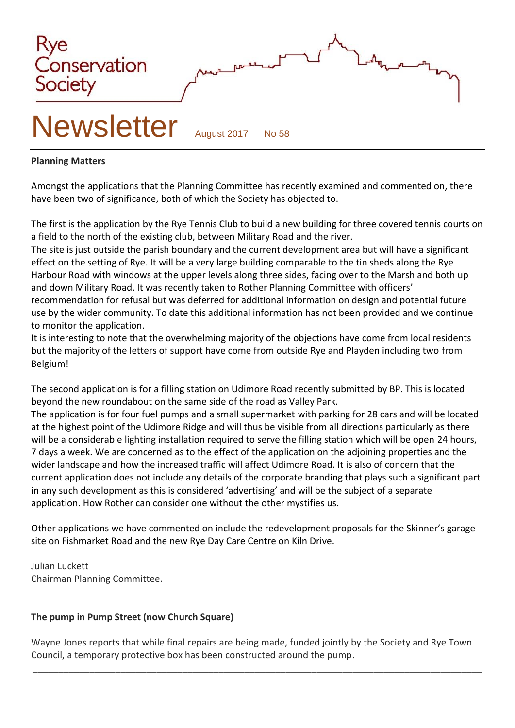Rye Conservation Society

# Newsletter

August 2017 No 58

---

**Planning Matters**

Amongst the applications that the Planning Committee has recently examined and commented on, there have been two of significance, both of which the Society has objected to.

The first is the application by the Rye Tennis Club to build a new building for three covered tennis courts on a field to the north of the existing club, between Military Road and the river.

The site is just outside the parish boundary and the current development area but will have a significant effect on the setting of Rye. It will be a very large building comparable to the tin sheds along the Rye Harbour Road with windows at the upper levels along three sides, facing over to the Marsh and both up and down Military Road. It was recently taken to Rother Planning Committee with officers' recommendation for refusal but was deferred for additional information on design and potential future use by the wider community. To date this additional information has not been provided and we continue to monitor the application.

It is interesting to note that the overwhelming majority of the objections have come from local residents but the majority of the letters of support have come from outside Rye and Playden including two from Belgium!

The second application is for a filling station on Udimore Road recently submitted by BP. This is located beyond the new roundabout on the same side of the road as Valley Park.

The application is for four fuel pumps and a small supermarket with parking for 28 cars and will be located at the highest point of the Udimore Ridge and will thus be visible from all directions particularly as there will be a considerable lighting installation required to serve the filling station which will be open 24 hours, 7 days a week. We are concerned as to the effect of the application on the adjoining properties and the wider landscape and how the increased traffic will affect Udimore Road. It is also of concern that the current application does not include any details of the corporate branding that plays such a significant part in any such development as this is considered 'advertising' and will be the subject of a separate application. How Rother can consider one without the other mystifies us.

Other applications we have commented on include the redevelopment proposals for the Skinner's garage site on Fishmarket Road and the new Rye Day Care Centre on Kiln Drive.

Julian Luckett
Chairman Planning Committee.

**The pump in Pump Street (now Church Square)**

Wayne Jones reports that while final repairs are being made, funded jointly by the Society and Rye Town Council, a temporary protective box has been constructed around the pump.

---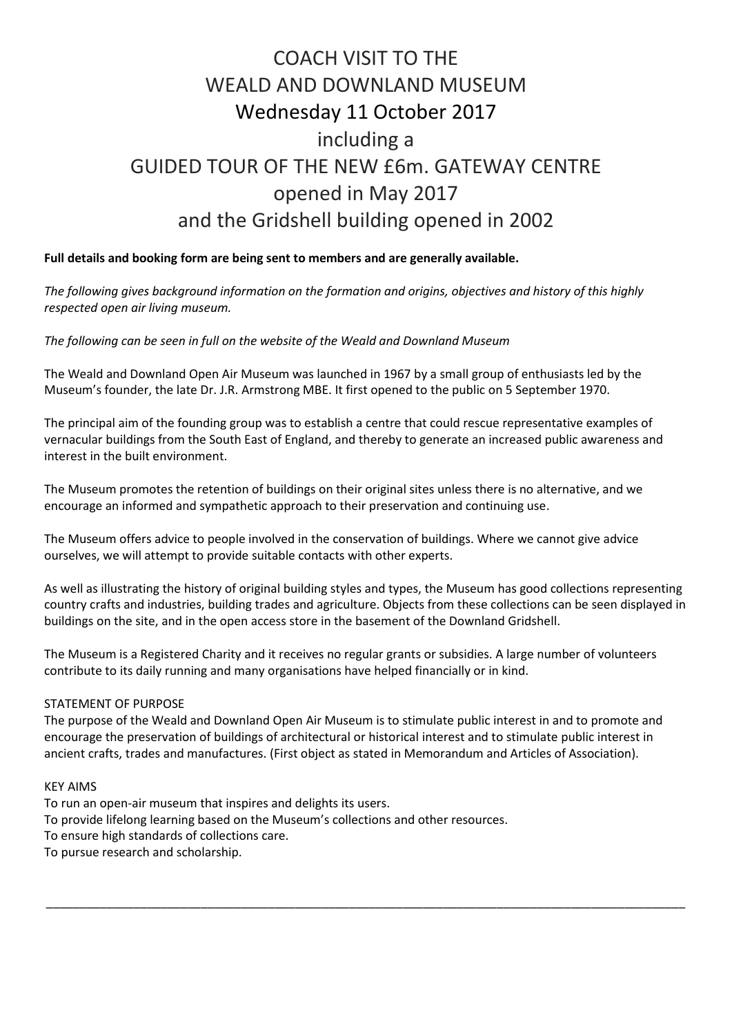# COACH VISIT TO THE WEALD AND DOWNLAND MUSEUM

## Wednesday 11 October 2017

## including a GUIDED TOUR OF THE NEW £6m. GATEWAY CENTRE opened in May 2017 and the Gridshell building opened in 2002

**Full details and booking form are being sent to members and are generally available.**

*The following gives background information on the formation and origins, objectives and history of this highly respected open air living museum.*

*The following can be seen in full on the website of the Weald and Downland Museum*

The Weald and Downland Open Air Museum was launched in 1967 by a small group of enthusiasts led by the Museum's founder, the late Dr. J.R. Armstrong MBE. It first opened to the public on 5 September 1970.

The principal aim of the founding group was to establish a centre that could rescue representative examples of vernacular buildings from the South East of England, and thereby to generate an increased public awareness and interest in the built environment.

The Museum promotes the retention of buildings on their original sites unless there is no alternative, and we encourage an informed and sympathetic approach to their preservation and continuing use.

The Museum offers advice to people involved in the conservation of buildings. Where we cannot give advice ourselves, we will attempt to provide suitable contacts with other experts.

As well as illustrating the history of original building styles and types, the Museum has good collections representing country crafts and industries, building trades and agriculture. Objects from these collections can be seen displayed in buildings on the site, and in the open access store in the basement of the Downland Gridshell.

The Museum is a Registered Charity and it receives no regular grants or subsidies. A large number of volunteers contribute to its daily running and many organisations have helped financially or in kind.

STATEMENT OF PURPOSE

The purpose of the Weald and Downland Open Air Museum is to stimulate public interest in and to promote and encourage the preservation of buildings of architectural or historical interest and to stimulate public interest in ancient crafts, trades and manufactures. (First object as stated in Memorandum and Articles of Association).

KEY AIMS

To run an open-air museum that inspires and delights its users.
To provide lifelong learning based on the Museum's collections and other resources.
To ensure high standards of collections care.
To pursue research and scholarship.

---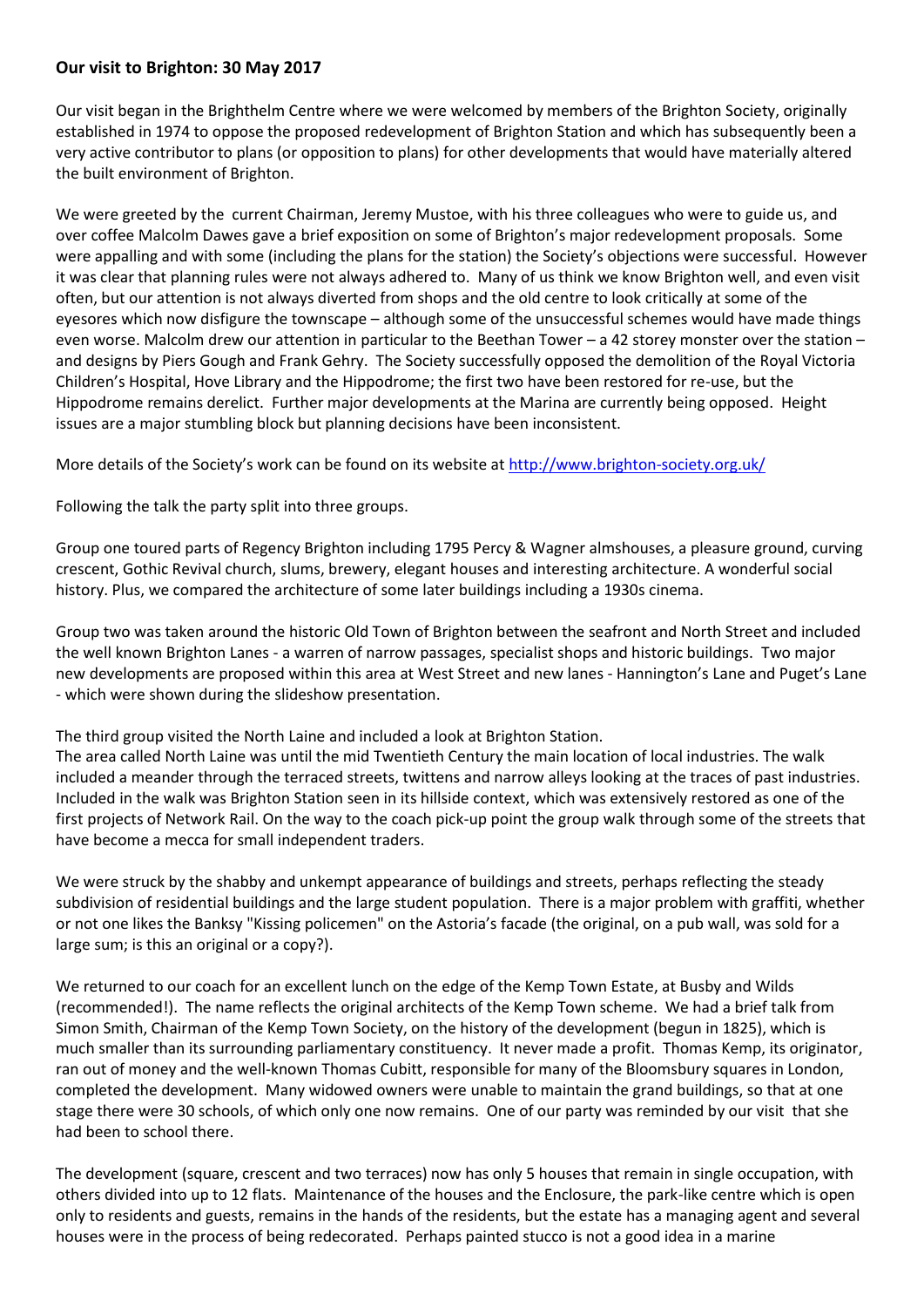**Our visit to Brighton: 30 May 2017**

Our visit began in the Brighthelm Centre where we were welcomed by members of the Brighton Society, originally established in 1974 to oppose the proposed redevelopment of Brighton Station and which has subsequently been a very active contributor to plans (or opposition to plans) for other developments that would have materially altered the built environment of Brighton.

We were greeted by the current Chairman, Jeremy Mustoe, with his three colleagues who were to guide us, and over coffee Malcolm Dawes gave a brief exposition on some of Brighton's major redevelopment proposals. Some were appalling and with some (including the plans for the station) the Society's objections were successful. However it was clear that planning rules were not always adhered to. Many of us think we know Brighton well, and even visit often, but our attention is not always diverted from shops and the old centre to look critically at some of the eyesores which now disfigure the townscape – although some of the unsuccessful schemes would have made things even worse. Malcolm drew our attention in particular to the Beethan Tower – a 42 storey monster over the station – and designs by Piers Gough and Frank Gehry. The Society successfully opposed the demolition of the Royal Victoria Children's Hospital, Hove Library and the Hippodrome; the first two have been restored for re-use, but the Hippodrome remains derelict. Further major developments at the Marina are currently being opposed. Height issues are a major stumbling block but planning decisions have been inconsistent.

More details of the Society's work can be found on its website at http://www.brighton-society.org.uk/

Following the talk the party split into three groups.

Group one toured parts of Regency Brighton including 1795 Percy & Wagner almshouses, a pleasure ground, curving crescent, Gothic Revival church, slums, brewery, elegant houses and interesting architecture. A wonderful social history. Plus, we compared the architecture of some later buildings including a 1930s cinema.

Group two was taken around the historic Old Town of Brighton between the seafront and North Street and included the well known Brighton Lanes - a warren of narrow passages, specialist shops and historic buildings. Two major new developments are proposed within this area at West Street and new lanes - Hannington's Lane and Puget's Lane - which were shown during the slideshow presentation.

The third group visited the North Laine and included a look at Brighton Station.
The area called North Laine was until the mid Twentieth Century the main location of local industries. The walk included a meander through the terraced streets, twittens and narrow alleys looking at the traces of past industries. Included in the walk was Brighton Station seen in its hillside context, which was extensively restored as one of the first projects of Network Rail. On the way to the coach pick-up point the group walk through some of the streets that have become a mecca for small independent traders.

We were struck by the shabby and unkempt appearance of buildings and streets, perhaps reflecting the steady subdivision of residential buildings and the large student population. There is a major problem with graffiti, whether or not one likes the Banksy "Kissing policemen" on the Astoria's facade (the original, on a pub wall, was sold for a large sum; is this an original or a copy?).

We returned to our coach for an excellent lunch on the edge of the Kemp Town Estate, at Busby and Wilds (recommended!). The name reflects the original architects of the Kemp Town scheme. We had a brief talk from Simon Smith, Chairman of the Kemp Town Society, on the history of the development (begun in 1825), which is much smaller than its surrounding parliamentary constituency. It never made a profit. Thomas Kemp, its originator, ran out of money and the well-known Thomas Cubitt, responsible for many of the Bloomsbury squares in London, completed the development. Many widowed owners were unable to maintain the grand buildings, so that at one stage there were 30 schools, of which only one now remains. One of our party was reminded by our visit that she had been to school there.

The development (square, crescent and two terraces) now has only 5 houses that remain in single occupation, with others divided into up to 12 flats. Maintenance of the houses and the Enclosure, the park-like centre which is open only to residents and guests, remains in the hands of the residents, but the estate has a managing agent and several houses were in the process of being redecorated. Perhaps painted stucco is not a good idea in a marine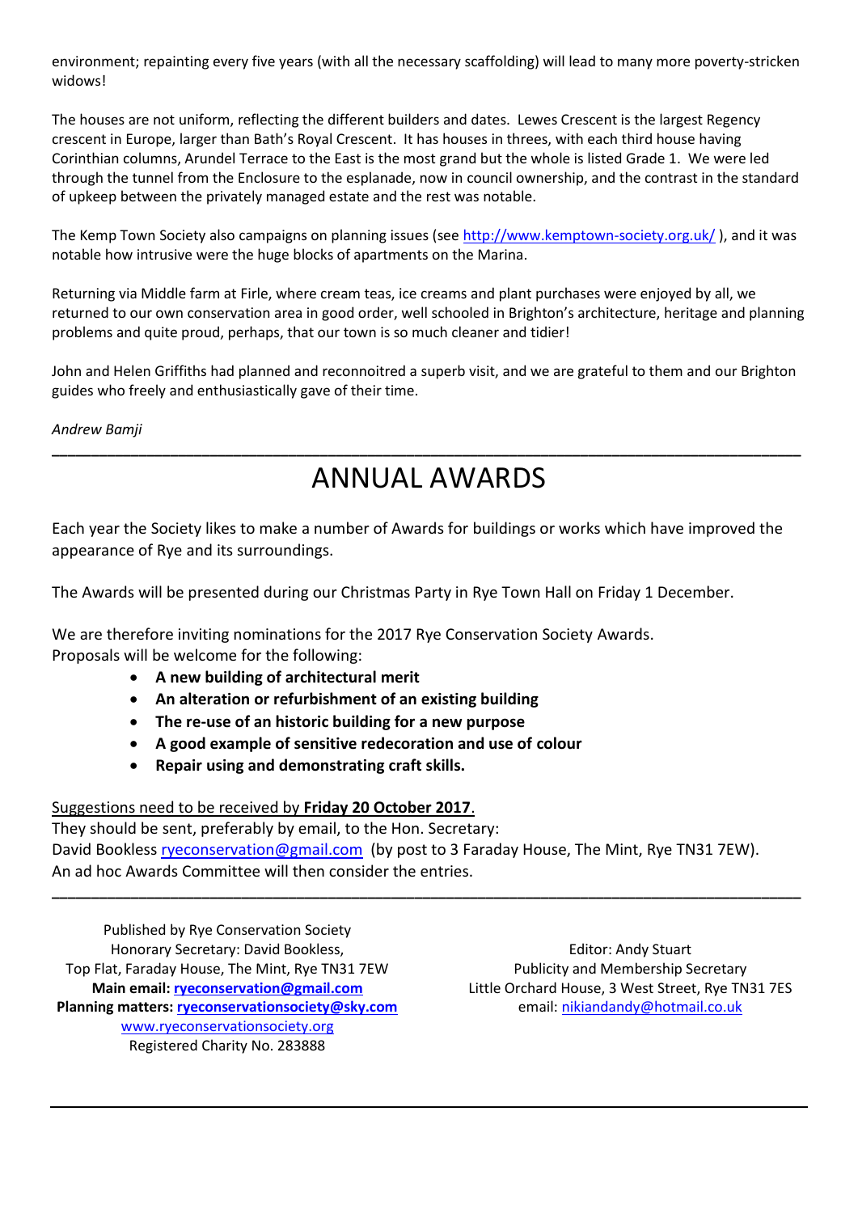environment; repainting every five years (with all the necessary scaffolding) will lead to many more poverty-stricken widows!

The houses are not uniform, reflecting the different builders and dates. Lewes Crescent is the largest Regency crescent in Europe, larger than Bath's Royal Crescent. It has houses in threes, with each third house having Corinthian columns, Arundel Terrace to the East is the most grand but the whole is listed Grade 1. We were led through the tunnel from the Enclosure to the esplanade, now in council ownership, and the contrast in the standard of upkeep between the privately managed estate and the rest was notable.

The Kemp Town Society also campaigns on planning issues (see http://www.kemptown-society.org.uk/ ), and it was notable how intrusive were the huge blocks of apartments on the Marina.

Returning via Middle farm at Firle, where cream teas, ice creams and plant purchases were enjoyed by all, we returned to our own conservation area in good order, well schooled in Brighton's architecture, heritage and planning problems and quite proud, perhaps, that our town is so much cleaner and tidier!

John and Helen Griffiths had planned and reconnoitred a superb visit, and we are grateful to them and our Brighton guides who freely and enthusiastically gave of their time.

*Andrew Bamji*

---

# ANNUAL AWARDS

Each year the Society likes to make a number of Awards for buildings or works which have improved the appearance of Rye and its surroundings.

The Awards will be presented during our Christmas Party in Rye Town Hall on Friday 1 December.

We are therefore inviting nominations for the 2017 Rye Conservation Society Awards.
Proposals will be welcome for the following:

- **A new building of architectural merit**
- **An alteration or refurbishment of an existing building**
- **The re-use of an historic building for a new purpose**
- **A good example of sensitive redecoration and use of colour**
- **Repair using and demonstrating craft skills.**

Suggestions need to be received by **Friday 20 October 2017**.
They should be sent, preferably by email, to the Hon. Secretary:
David Bookless ryeconservation@gmail.com (by post to 3 Faraday House, The Mint, Rye TN31 7EW).
An ad hoc Awards Committee will then consider the entries.

---

Published by Rye Conservation Society
Honorary Secretary: David Bookless,
Top Flat, Faraday House, The Mint, Rye TN31 7EW
**Main email: ryeconservation@gmail.com**
**Planning matters: ryeconservationsociety@sky.com**
www.ryeconservationsociety.org
Registered Charity No. 283888

Editor: Andy Stuart
Publicity and Membership Secretary
Little Orchard House, 3 West Street, Rye TN31 7ES
email: nikiandandy@hotmail.co.uk